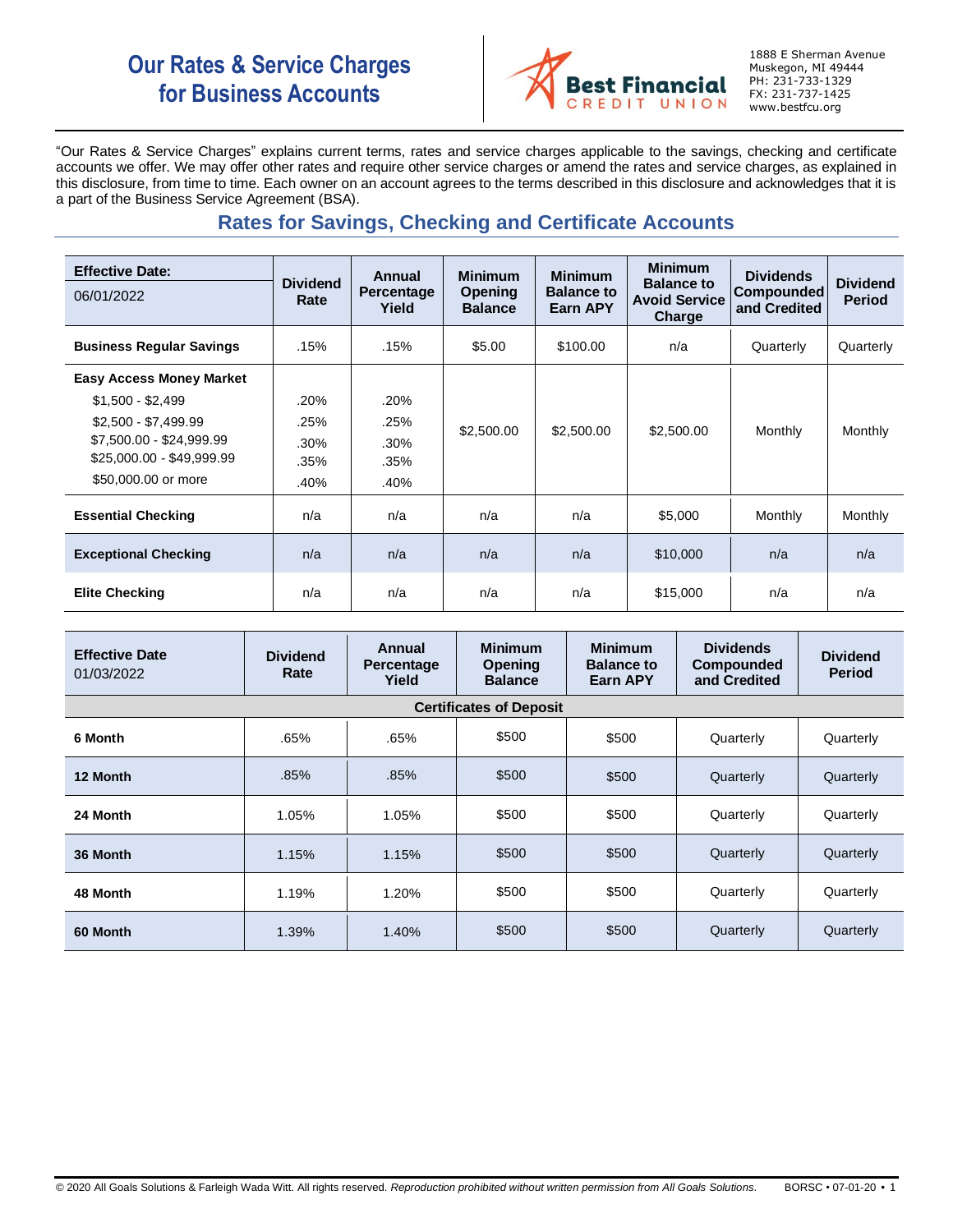# Our Rates & Service Charges for Business Accounts

**Best Financial** CREDIT UNION

1888 E Sherman Avenue
Muskegon, MI 49444
PH: 231-733-1329
FX: 231-737-1425
www.bestfcu.org

"Our Rates & Service Charges" explains current terms, rates and service charges applicable to the savings, checking and certificate accounts we offer. We may offer other rates and require other service charges or amend the rates and service charges, as explained in this disclosure, from time to time. Each owner on an account agrees to the terms described in this disclosure and acknowledges that it is a part of the Business Service Agreement (BSA).

## Rates for Savings, Checking and Certificate Accounts

| **Effective Date:** 06/01/2022 | **Dividend Rate** | **Annual Percentage Yield** | **Minimum Opening Balance** | **Minimum Balance to Earn APY** | **Minimum Balance to Avoid Service Charge** | **Dividends Compounded and Credited** | **Dividend Period** |
|---|---|---|---|---|---|---|---|
| **Business Regular Savings** | .15% | .15% | $5.00 | $100.00 | n/a | Quarterly | Quarterly |
| **Easy Access Money Market** | | | $2,500.00 | $2,500.00 | $2,500.00 | Monthly | Monthly |
| $1,500 - $2,499 | .20% | .20% | | | | | |
| $2,500 - $7,499.99 | .25% | .25% | | | | | |
| $7,500.00 - $24,999.99 | .30% | .30% | | | | | |
| $25,000.00 - $49,999.99 | .35% | .35% | | | | | |
| $50,000.00 or more | .40% | .40% | | | | | |
| **Essential Checking** | n/a | n/a | n/a | n/a | $5,000 | Monthly | Monthly |
| **Exceptional Checking** | n/a | n/a | n/a | n/a | $10,000 | n/a | n/a |
| **Elite Checking** | n/a | n/a | n/a | n/a | $15,000 | n/a | n/a |

| **Effective Date** 01/03/2022 | **Dividend Rate** | **Annual Percentage Yield** | **Minimum Opening Balance** | **Minimum Balance to Earn APY** | **Dividends Compounded and Credited** | **Dividend Period** |
|---|---|---|---|---|---|---|
| **Certificates of Deposit** | | | | | | |
| **6 Month** | .65% | .65% | $500 | $500 | Quarterly | Quarterly |
| **12 Month** | .85% | .85% | $500 | $500 | Quarterly | Quarterly |
| **24 Month** | 1.05% | 1.05% | $500 | $500 | Quarterly | Quarterly |
| **36 Month** | 1.15% | 1.15% | $500 | $500 | Quarterly | Quarterly |
| **48 Month** | 1.19% | 1.20% | $500 | $500 | Quarterly | Quarterly |
| **60 Month** | 1.39% | 1.40% | $500 | $500 | Quarterly | Quarterly |

© 2020 All Goals Solutions & Farleigh Wada Witt. All rights reserved. *Reproduction prohibited without written permission from All Goals Solutions.* BORSC • 07-01-20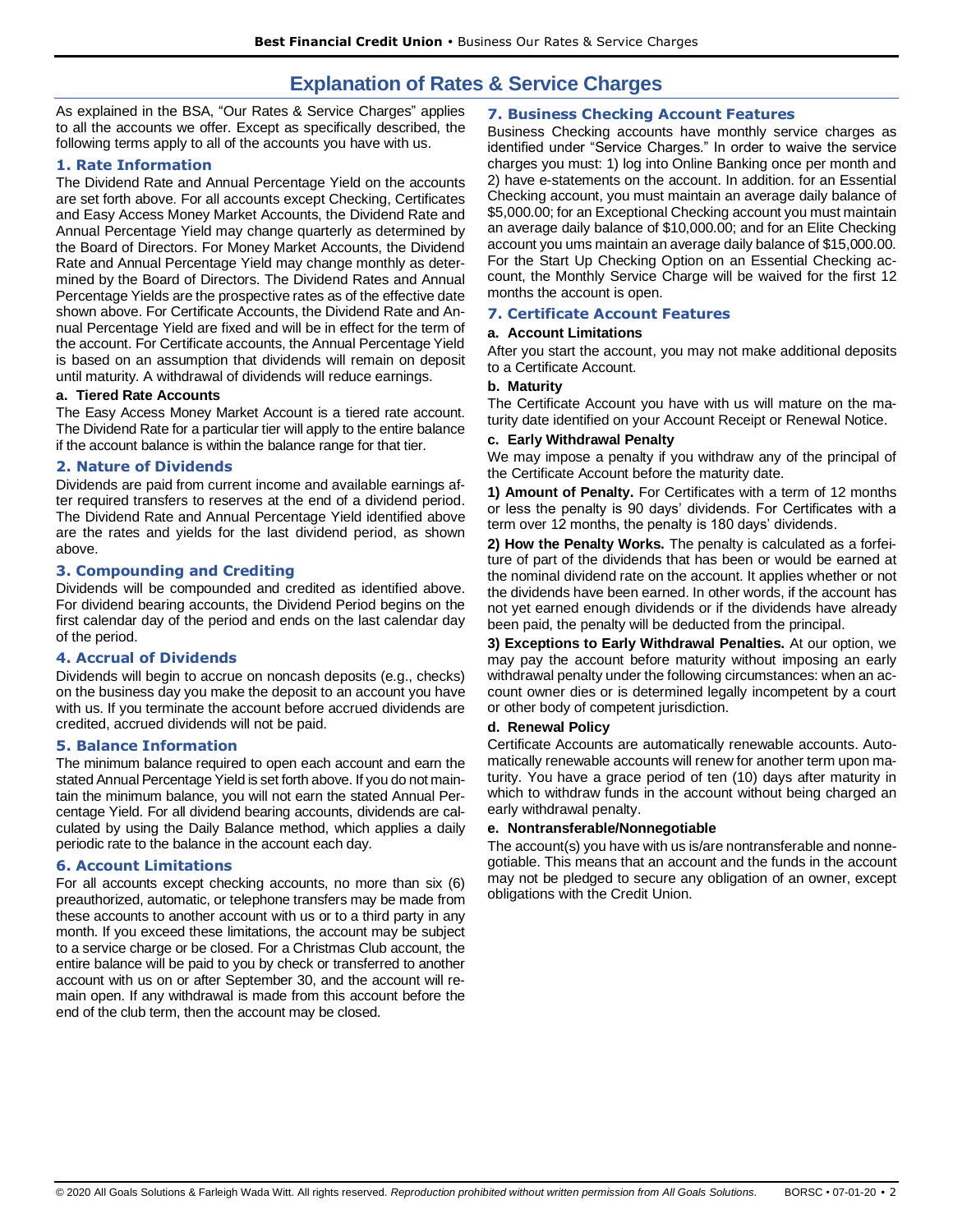# Explanation of Rates & Service Charges

As explained in the BSA, "Our Rates & Service Charges" applies to all the accounts we offer. Except as specifically described, the following terms apply to all of the accounts you have with us.

## 1. Rate Information

The Dividend Rate and Annual Percentage Yield on the accounts are set forth above. For all accounts except Checking, Certificates and Easy Access Money Market Accounts, the Dividend Rate and Annual Percentage Yield may change quarterly as determined by the Board of Directors. For Money Market Accounts, the Dividend Rate and Annual Percentage Yield may change monthly as determined by the Board of Directors. The Dividend Rates and Annual Percentage Yields are the prospective rates as of the effective date shown above. For Certificate Accounts, the Dividend Rate and Annual Percentage Yield are fixed and will be in effect for the term of the account. For Certificate accounts, the Annual Percentage Yield is based on an assumption that dividends will remain on deposit until maturity. A withdrawal of dividends will reduce earnings.

### a. Tiered Rate Accounts

The Easy Access Money Market Account is a tiered rate account. The Dividend Rate for a particular tier will apply to the entire balance if the account balance is within the balance range for that tier.

## 2. Nature of Dividends

Dividends are paid from current income and available earnings after required transfers to reserves at the end of a dividend period. The Dividend Rate and Annual Percentage Yield identified above are the rates and yields for the last dividend period, as shown above.

## 3. Compounding and Crediting

Dividends will be compounded and credited as identified above. For dividend bearing accounts, the Dividend Period begins on the first calendar day of the period and ends on the last calendar day of the period.

## 4. Accrual of Dividends

Dividends will begin to accrue on noncash deposits (e.g., checks) on the business day you make the deposit to an account you have with us. If you terminate the account before accrued dividends are credited, accrued dividends will not be paid.

## 5. Balance Information

The minimum balance required to open each account and earn the stated Annual Percentage Yield is set forth above. If you do not maintain the minimum balance, you will not earn the stated Annual Percentage Yield. For all dividend bearing accounts, dividends are calculated by using the Daily Balance method, which applies a daily periodic rate to the balance in the account each day.

## 6. Account Limitations

For all accounts except checking accounts, no more than six (6) preauthorized, automatic, or telephone transfers may be made from these accounts to another account with us or to a third party in any month. If you exceed these limitations, the account may be subject to a service charge or be closed. For a Christmas Club account, the entire balance will be paid to you by check or transferred to another account with us on or after September 30, and the account will remain open. If any withdrawal is made from this account before the end of the club term, then the account may be closed.

## 7. Business Checking Account Features

Business Checking accounts have monthly service charges as identified under "Service Charges." In order to waive the service charges you must: 1) log into Online Banking once per month and 2) have e-statements on the account. In addition. for an Essential Checking account, you must maintain an average daily balance of $5,000.00; for an Exceptional Checking account you must maintain an average daily balance of $10,000.00; and for an Elite Checking account you ums maintain an average daily balance of $15,000.00. For the Start Up Checking Option on an Essential Checking account, the Monthly Service Charge will be waived for the first 12 months the account is open.

## 7. Certificate Account Features

### a. Account Limitations

After you start the account, you may not make additional deposits to a Certificate Account.

### b. Maturity

The Certificate Account you have with us will mature on the maturity date identified on your Account Receipt or Renewal Notice.

### c. Early Withdrawal Penalty

We may impose a penalty if you withdraw any of the principal of the Certificate Account before the maturity date.

**1) Amount of Penalty.** For Certificates with a term of 12 months or less the penalty is 90 days' dividends. For Certificates with a term over 12 months, the penalty is 180 days' dividends.

**2) How the Penalty Works.** The penalty is calculated as a forfeiture of part of the dividends that has been or would be earned at the nominal dividend rate on the account. It applies whether or not the dividends have been earned. In other words, if the account has not yet earned enough dividends or if the dividends have already been paid, the penalty will be deducted from the principal.

**3) Exceptions to Early Withdrawal Penalties.** At our option, we may pay the account before maturity without imposing an early withdrawal penalty under the following circumstances: when an account owner dies or is determined legally incompetent by a court or other body of competent jurisdiction.

### d. Renewal Policy

Certificate Accounts are automatically renewable accounts. Automatically renewable accounts will renew for another term upon maturity. You have a grace period of ten (10) days after maturity in which to withdraw funds in the account without being charged an early withdrawal penalty.

### e. Nontransferable/Nonnegotiable

The account(s) you have with us is/are nontransferable and nonnegotiable. This means that an account and the funds in the account may not be pledged to secure any obligation of an owner, except obligations with the Credit Union.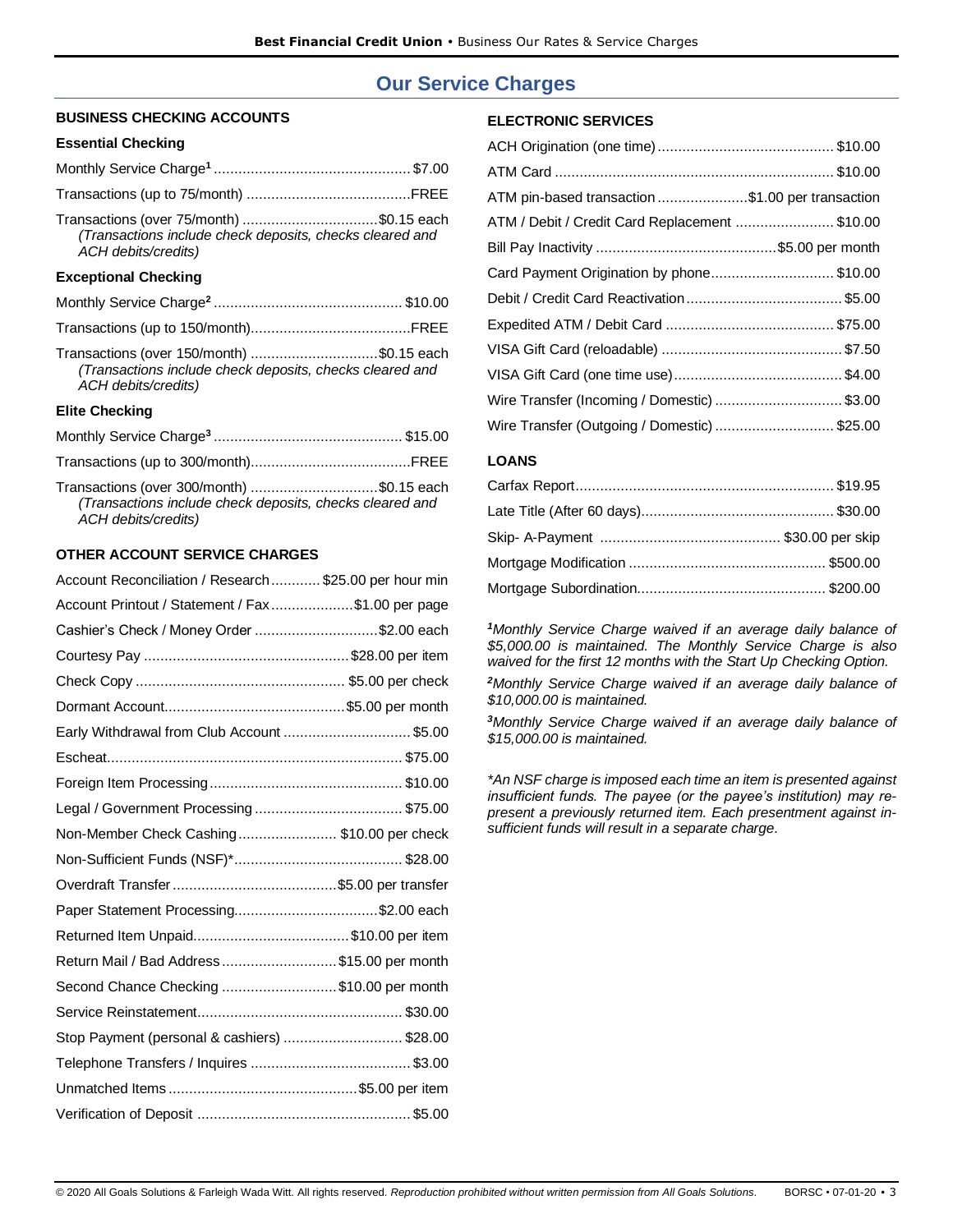# Our Service Charges

## BUSINESS CHECKING ACCOUNTS

### Essential Checking

| | |
|---|---|
| Monthly Service Charge[1] | $7.00 |
| Transactions (up to 75/month) | FREE |
| Transactions (over 75/month) *(Transactions include check deposits, checks cleared and ACH debits/credits)* | $0.15 each |

### Exceptional Checking

| | |
|---|---|
| Monthly Service Charge[2] | $10.00 |
| Transactions (up to 150/month) | FREE |
| Transactions (over 150/month) *(Transactions include check deposits, checks cleared and ACH debits/credits)* | $0.15 each |

### Elite Checking

| | |
|---|---|
| Monthly Service Charge[3] | $15.00 |
| Transactions (up to 300/month) | FREE |
| Transactions (over 300/month) *(Transactions include check deposits, checks cleared and ACH debits/credits)* | $0.15 each |

## OTHER ACCOUNT SERVICE CHARGES

| | |
|---|---|
| Account Reconciliation / Research | $25.00 per hour min |
| Account Printout / Statement / Fax | $1.00 per page |
| Cashier's Check / Money Order | $2.00 each |
| Courtesy Pay | $28.00 per item |
| Check Copy | $5.00 per check |
| Dormant Account | $5.00 per month |
| Early Withdrawal from Club Account | $5.00 |
| Escheat | $75.00 |
| Foreign Item Processing | $10.00 |
| Legal / Government Processing | $75.00 |
| Non-Member Check Cashing | $10.00 per check |
| Non-Sufficient Funds (NSF)* | $28.00 |
| Overdraft Transfer | $5.00 per transfer |
| Paper Statement Processing | $2.00 each |
| Returned Item Unpaid | $10.00 per item |
| Return Mail / Bad Address | $15.00 per month |
| Second Chance Checking | $10.00 per month |
| Service Reinstatement | $30.00 |
| Stop Payment (personal & cashiers) | $28.00 |
| Telephone Transfers / Inquires | $3.00 |
| Unmatched Items | $5.00 per item |
| Verification of Deposit | $5.00 |

## ELECTRONIC SERVICES

| | |
|---|---|
| ACH Origination (one time) | $10.00 |
| ATM Card | $10.00 |
| ATM pin-based transaction | $1.00 per transaction |
| ATM / Debit / Credit Card Replacement | $10.00 |
| Bill Pay Inactivity | $5.00 per month |
| Card Payment Origination by phone | $10.00 |
| Debit / Credit Card Reactivation | $5.00 |
| Expedited ATM / Debit Card | $75.00 |
| VISA Gift Card (reloadable) | $7.50 |
| VISA Gift Card (one time use) | $4.00 |
| Wire Transfer (Incoming / Domestic) | $3.00 |
| Wire Transfer (Outgoing / Domestic) | $25.00 |

## LOANS

| | |
|---|---|
| Carfax Report | $19.95 |
| Late Title (After 60 days) | $30.00 |
| Skip- A-Payment | $30.00 per skip |
| Mortgage Modification | $500.00 |
| Mortgage Subordination | $200.00 |

*[1]Monthly Service Charge waived if an average daily balance of $5,000.00 is maintained. The Monthly Service Charge is also waived for the first 12 months with the Start Up Checking Option.*

*[2]Monthly Service Charge waived if an average daily balance of $10,000.00 is maintained.*

*[3]Monthly Service Charge waived if an average daily balance of $15,000.00 is maintained.*

*\*An NSF charge is imposed each time an item is presented against insufficient funds. The payee (or the payee's institution) may re-present a previously returned item. Each presentment against insufficient funds will result in a separate charge.*

© 2020 All Goals Solutions & Farleigh Wada Witt. All rights reserved. *Reproduction prohibited without written permission from All Goals Solutions.* BORSC • 07-01-20